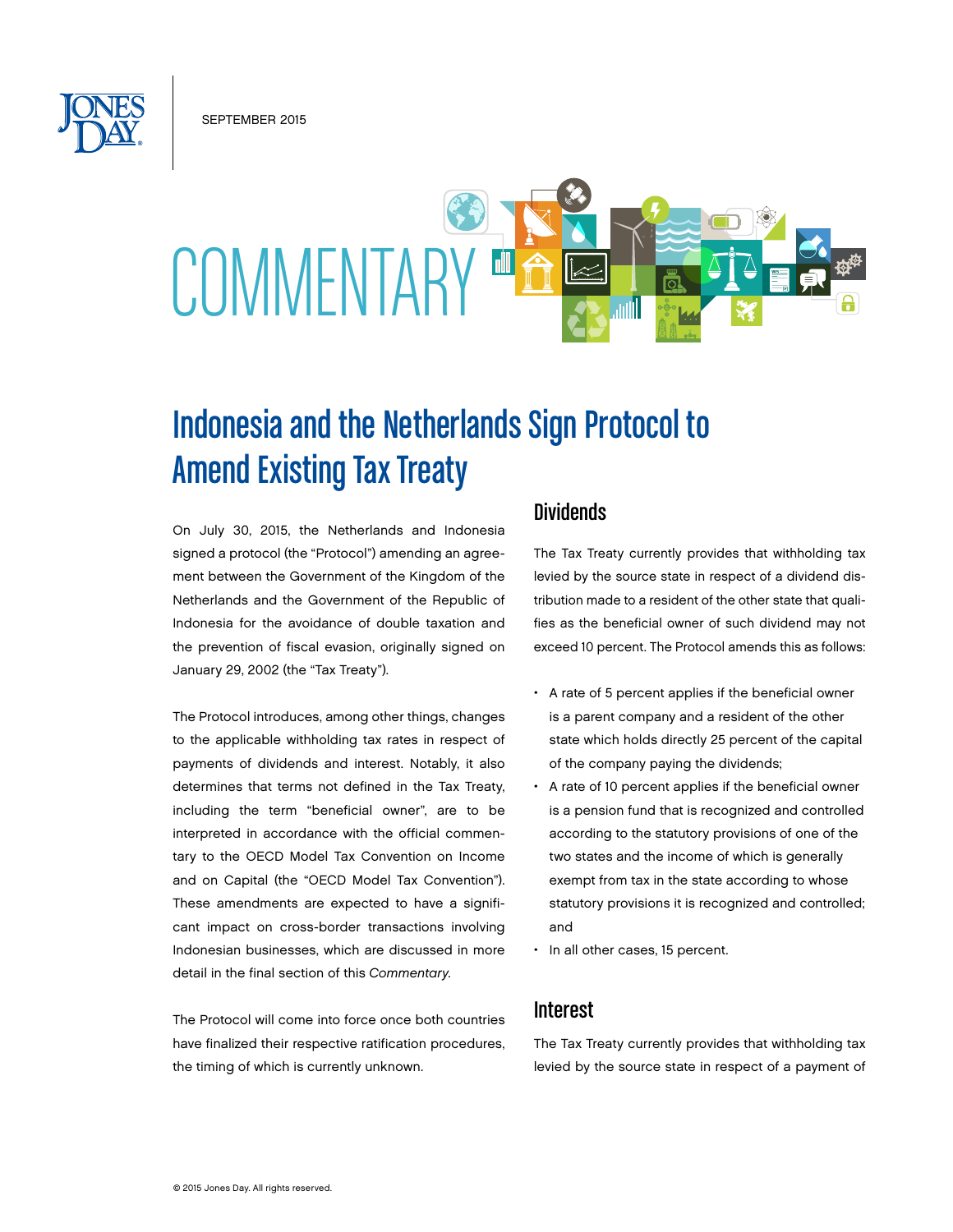SEPTEMBER 2015

COMMENTARY

# Indonesia and the Netherlands Sign Protocol to Amend Existing Tax Treaty

On July 30, 2015, the Netherlands and Indonesia signed a protocol (the "Protocol") amending an agreement between the Government of the Kingdom of the Netherlands and the Government of the Republic of Indonesia for the avoidance of double taxation and the prevention of fiscal evasion, originally signed on January 29, 2002 (the "Tax Treaty").

The Protocol introduces, among other things, changes to the applicable withholding tax rates in respect of payments of dividends and interest. Notably, it also determines that terms not defined in the Tax Treaty, including the term "beneficial owner", are to be interpreted in accordance with the official commentary to the OECD Model Tax Convention on Income and on Capital (the "OECD Model Tax Convention"). These amendments are expected to have a significant impact on cross-border transactions involving Indonesian businesses, which are discussed in more detail in the final section of this *Commentary*.

The Protocol will come into force once both countries have finalized their respective ratification procedures, the timing of which is currently unknown.

## Dividends

The Tax Treaty currently provides that withholding tax levied by the source state in respect of a dividend distribution made to a resident of the other state that qualifies as the beneficial owner of such dividend may not exceed 10 percent. The Protocol amends this as follows:

- A rate of 5 percent applies if the beneficial owner is a parent company and a resident of the other state which holds directly 25 percent of the capital of the company paying the dividends;
- A rate of 10 percent applies if the beneficial owner is a pension fund that is recognized and controlled according to the statutory provisions of one of the two states and the income of which is generally exempt from tax in the state according to whose statutory provisions it is recognized and controlled; and
- In all other cases, 15 percent.

## Interest

The Tax Treaty currently provides that withholding tax levied by the source state in respect of a payment of

© 2015 Jones Day. All rights reserved.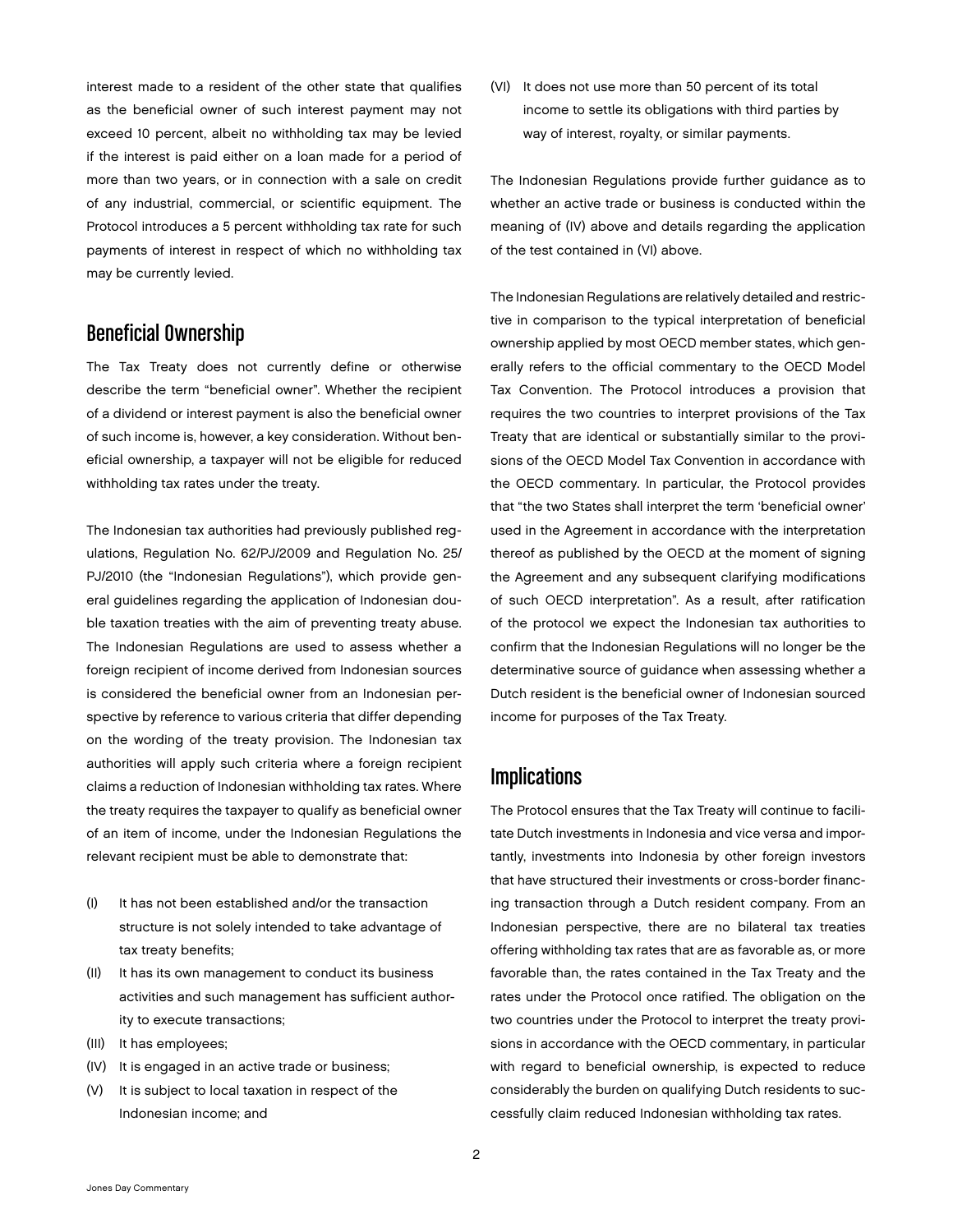interest made to a resident of the other state that qualifies as the beneficial owner of such interest payment may not exceed 10 percent, albeit no withholding tax may be levied if the interest is paid either on a loan made for a period of more than two years, or in connection with a sale on credit of any industrial, commercial, or scientific equipment. The Protocol introduces a 5 percent withholding tax rate for such payments of interest in respect of which no withholding tax may be currently levied.

## Beneficial Ownership

The Tax Treaty does not currently define or otherwise describe the term "beneficial owner". Whether the recipient of a dividend or interest payment is also the beneficial owner of such income is, however, a key consideration. Without beneficial ownership, a taxpayer will not be eligible for reduced withholding tax rates under the treaty.

The Indonesian tax authorities had previously published regulations, Regulation No. 62/PJ/2009 and Regulation No. 25/PJ/2010 (the "Indonesian Regulations"), which provide general guidelines regarding the application of Indonesian double taxation treaties with the aim of preventing treaty abuse. The Indonesian Regulations are used to assess whether a foreign recipient of income derived from Indonesian sources is considered the beneficial owner from an Indonesian perspective by reference to various criteria that differ depending on the wording of the treaty provision. The Indonesian tax authorities will apply such criteria where a foreign recipient claims a reduction of Indonesian withholding tax rates. Where the treaty requires the taxpayer to qualify as beneficial owner of an item of income, under the Indonesian Regulations the relevant recipient must be able to demonstrate that:

(I) It has not been established and/or the transaction structure is not solely intended to take advantage of tax treaty benefits;

(II) It has its own management to conduct its business activities and such management has sufficient authority to execute transactions;

(III) It has employees;

(IV) It is engaged in an active trade or business;

(V) It is subject to local taxation in respect of the Indonesian income; and

(VI) It does not use more than 50 percent of its total income to settle its obligations with third parties by way of interest, royalty, or similar payments.

The Indonesian Regulations provide further guidance as to whether an active trade or business is conducted within the meaning of (IV) above and details regarding the application of the test contained in (VI) above.

The Indonesian Regulations are relatively detailed and restrictive in comparison to the typical interpretation of beneficial ownership applied by most OECD member states, which generally refers to the official commentary to the OECD Model Tax Convention. The Protocol introduces a provision that requires the two countries to interpret provisions of the Tax Treaty that are identical or substantially similar to the provisions of the OECD Model Tax Convention in accordance with the OECD commentary. In particular, the Protocol provides that "the two States shall interpret the term 'beneficial owner' used in the Agreement in accordance with the interpretation thereof as published by the OECD at the moment of signing the Agreement and any subsequent clarifying modifications of such OECD interpretation". As a result, after ratification of the protocol we expect the Indonesian tax authorities to confirm that the Indonesian Regulations will no longer be the determinative source of guidance when assessing whether a Dutch resident is the beneficial owner of Indonesian sourced income for purposes of the Tax Treaty.

## Implications

The Protocol ensures that the Tax Treaty will continue to facilitate Dutch investments in Indonesia and vice versa and importantly, investments into Indonesia by other foreign investors that have structured their investments or cross-border financing transaction through a Dutch resident company. From an Indonesian perspective, there are no bilateral tax treaties offering withholding tax rates that are as favorable as, or more favorable than, the rates contained in the Tax Treaty and the rates under the Protocol once ratified. The obligation on the two countries under the Protocol to interpret the treaty provisions in accordance with the OECD commentary, in particular with regard to beneficial ownership, is expected to reduce considerably the burden on qualifying Dutch residents to successfully claim reduced Indonesian withholding tax rates.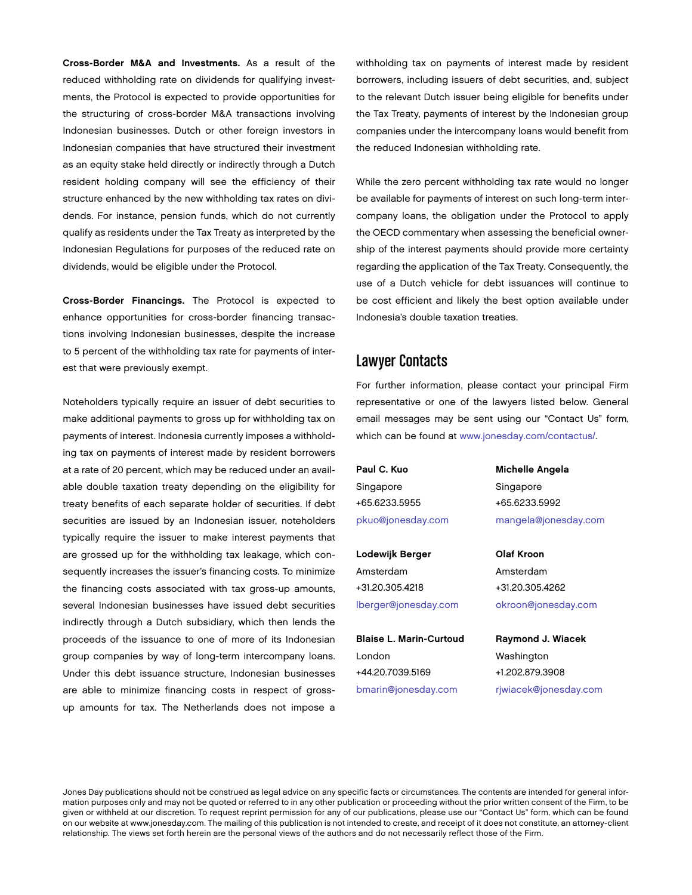**Cross-Border M&A and Investments.** As a result of the reduced withholding rate on dividends for qualifying investments, the Protocol is expected to provide opportunities for the structuring of cross-border M&A transactions involving Indonesian businesses. Dutch or other foreign investors in Indonesian companies that have structured their investment as an equity stake held directly or indirectly through a Dutch resident holding company will see the efficiency of their structure enhanced by the new withholding tax rates on dividends. For instance, pension funds, which do not currently qualify as residents under the Tax Treaty as interpreted by the Indonesian Regulations for purposes of the reduced rate on dividends, would be eligible under the Protocol.

**Cross-Border Financings.** The Protocol is expected to enhance opportunities for cross-border financing transactions involving Indonesian businesses, despite the increase to 5 percent of the withholding tax rate for payments of interest that were previously exempt.

Noteholders typically require an issuer of debt securities to make additional payments to gross up for withholding tax on payments of interest. Indonesia currently imposes a withholding tax on payments of interest made by resident borrowers at a rate of 20 percent, which may be reduced under an available double taxation treaty depending on the eligibility for treaty benefits of each separate holder of securities. If debt securities are issued by an Indonesian issuer, noteholders typically require the issuer to make interest payments that are grossed up for the withholding tax leakage, which consequently increases the issuer's financing costs. To minimize the financing costs associated with tax gross-up amounts, several Indonesian businesses have issued debt securities indirectly through a Dutch subsidiary, which then lends the proceeds of the issuance to one of more of its Indonesian group companies by way of long-term intercompany loans. Under this debt issuance structure, Indonesian businesses are able to minimize financing costs in respect of gross-up amounts for tax. The Netherlands does not impose a withholding tax on payments of interest made by resident borrowers, including issuers of debt securities, and, subject to the relevant Dutch issuer being eligible for benefits under the Tax Treaty, payments of interest by the Indonesian group companies under the intercompany loans would benefit from the reduced Indonesian withholding rate.

While the zero percent withholding tax rate would no longer be available for payments of interest on such long-term intercompany loans, the obligation under the Protocol to apply the OECD commentary when assessing the beneficial ownership of the interest payments should provide more certainty regarding the application of the Tax Treaty. Consequently, the use of a Dutch vehicle for debt issuances will continue to be cost efficient and likely the best option available under Indonesia's double taxation treaties.

## Lawyer Contacts

For further information, please contact your principal Firm representative or one of the lawyers listed below. General email messages may be sent using our "Contact Us" form, which can be found at www.jonesday.com/contactus/.

**Paul C. Kuo**
Singapore
+65.6233.5955
pkuo@jonesday.com

**Michelle Angela**
Singapore
+65.6233.5992
mangela@jonesday.com

**Lodewijk Berger**
Amsterdam
+31.20.305.4218
lberger@jonesday.com

**Olaf Kroon**
Amsterdam
+31.20.305.4262
okroon@jonesday.com

**Blaise L. Marin-Curtoud**
London
+44.20.7039.5169
bmarin@jonesday.com

**Raymond J. Wiacek**
Washington
+1.202.879.3908
rjwiacek@jonesday.com

Jones Day publications should not be construed as legal advice on any specific facts or circumstances. The contents are intended for general information purposes only and may not be quoted or referred to in any other publication or proceeding without the prior written consent of the Firm, to be given or withheld at our discretion. To request reprint permission for any of our publications, please use our "Contact Us" form, which can be found on our website at www.jonesday.com. The mailing of this publication is not intended to create, and receipt of it does not constitute, an attorney-client relationship. The views set forth herein are the personal views of the authors and do not necessarily reflect those of the Firm.